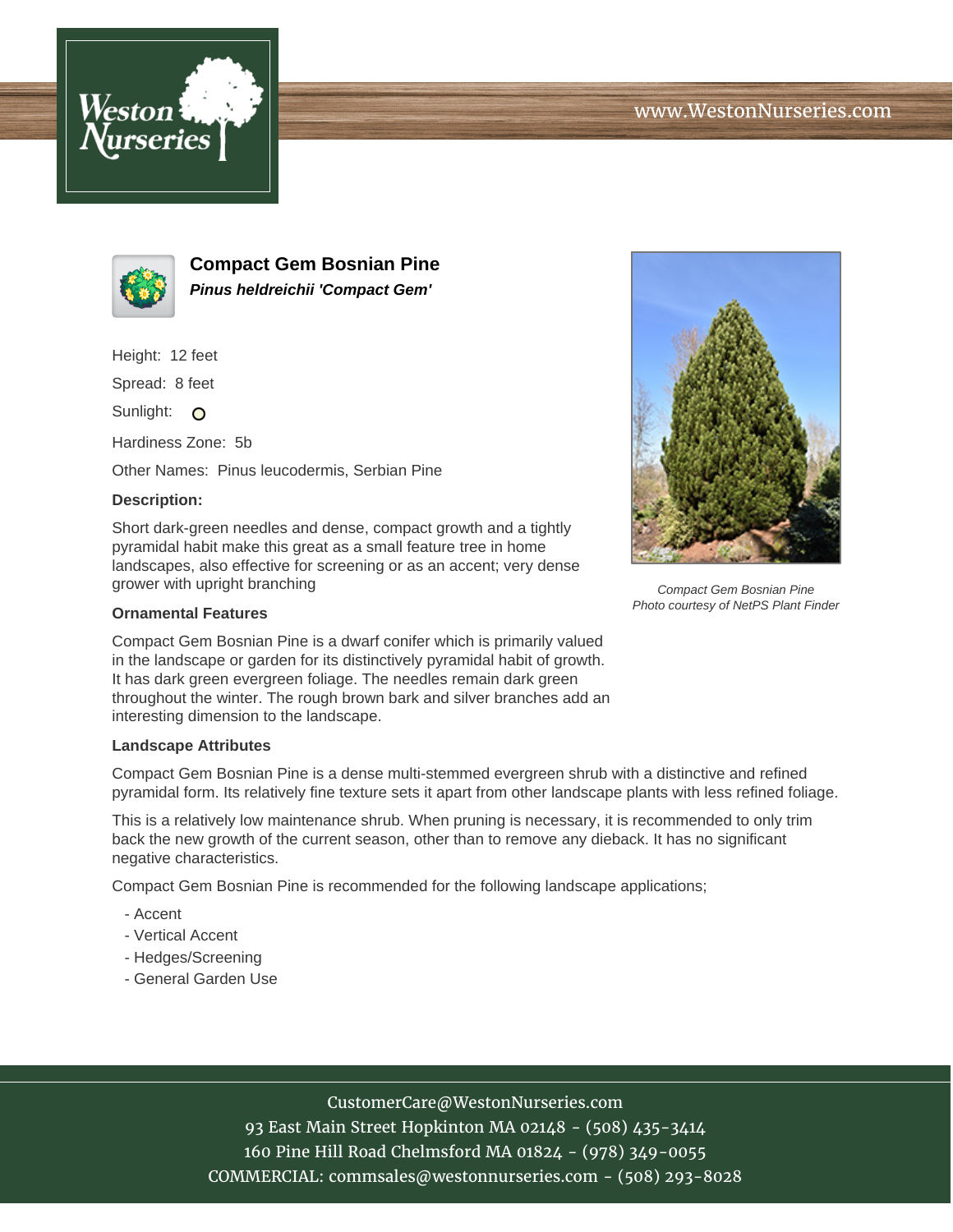# Compact Gem Bosnian Pine

***Pinus heldreichii 'Compact Gem'***

Height: 12 feet

Spread: 8 feet

Sunlight:

Hardiness Zone: 5b

Other Names: Pinus leucodermis, Serbian Pine

**Description:**

Short dark-green needles and dense, compact growth and a tightly pyramidal habit make this great as a small feature tree in home landscapes, also effective for screening or as an accent; very dense grower with upright branching

*Compact Gem Bosnian Pine*
*Photo courtesy of NetPS Plant Finder*

**Ornamental Features**

Compact Gem Bosnian Pine is a dwarf conifer which is primarily valued in the landscape or garden for its distinctively pyramidal habit of growth. It has dark green evergreen foliage. The needles remain dark green throughout the winter. The rough brown bark and silver branches add an interesting dimension to the landscape.

**Landscape Attributes**

Compact Gem Bosnian Pine is a dense multi-stemmed evergreen shrub with a distinctive and refined pyramidal form. Its relatively fine texture sets it apart from other landscape plants with less refined foliage.

This is a relatively low maintenance shrub. When pruning is necessary, it is recommended to only trim back the new growth of the current season, other than to remove any dieback. It has no significant negative characteristics.

Compact Gem Bosnian Pine is recommended for the following landscape applications;

- Accent
- Vertical Accent
- Hedges/Screening
- General Garden Use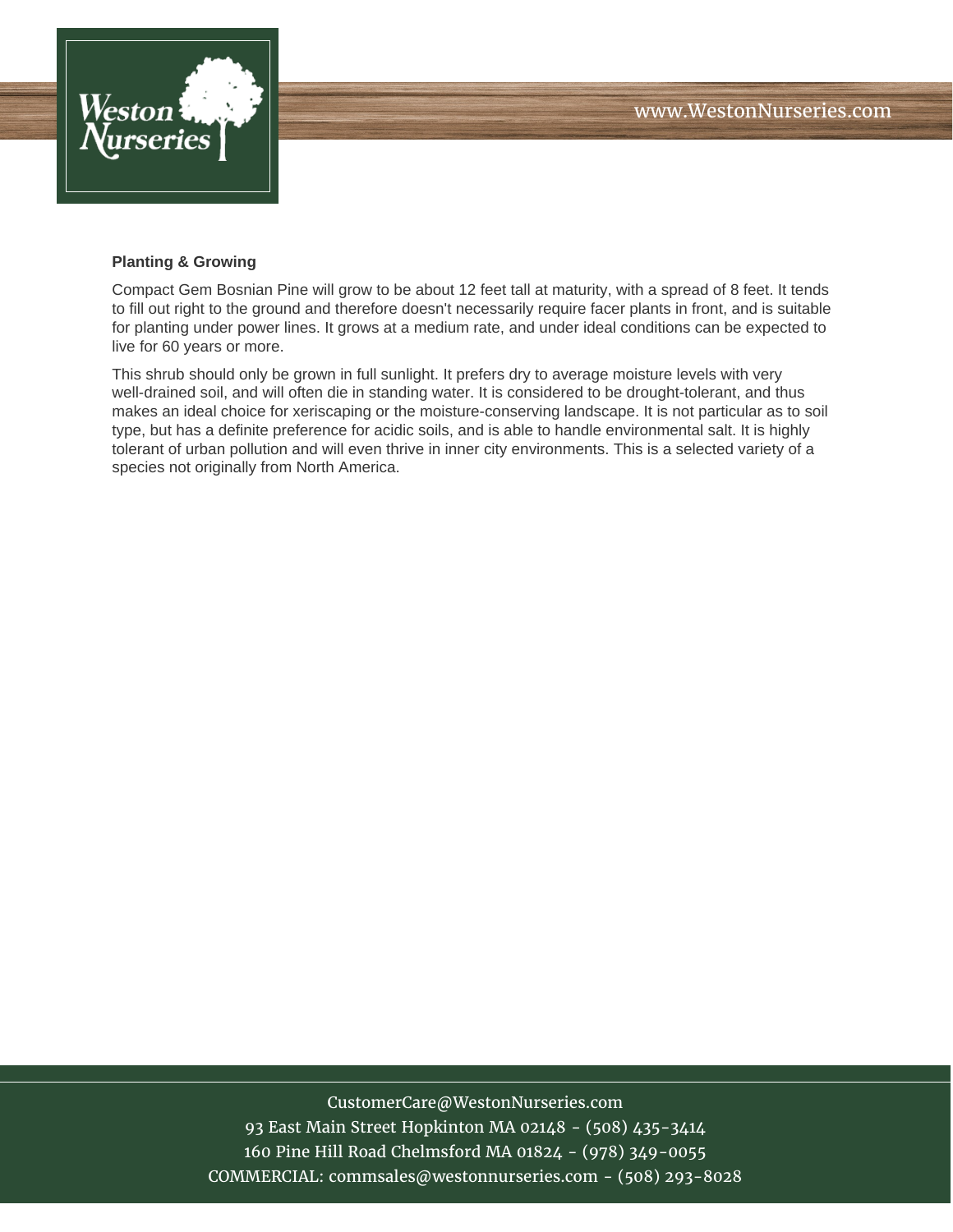**Planting & Growing**

Compact Gem Bosnian Pine will grow to be about 12 feet tall at maturity, with a spread of 8 feet. It tends to fill out right to the ground and therefore doesn't necessarily require facer plants in front, and is suitable for planting under power lines. It grows at a medium rate, and under ideal conditions can be expected to live for 60 years or more.

This shrub should only be grown in full sunlight. It prefers dry to average moisture levels with very well-drained soil, and will often die in standing water. It is considered to be drought-tolerant, and thus makes an ideal choice for xeriscaping or the moisture-conserving landscape. It is not particular as to soil type, but has a definite preference for acidic soils, and is able to handle environmental salt. It is highly tolerant of urban pollution and will even thrive in inner city environments. This is a selected variety of a species not originally from North America.